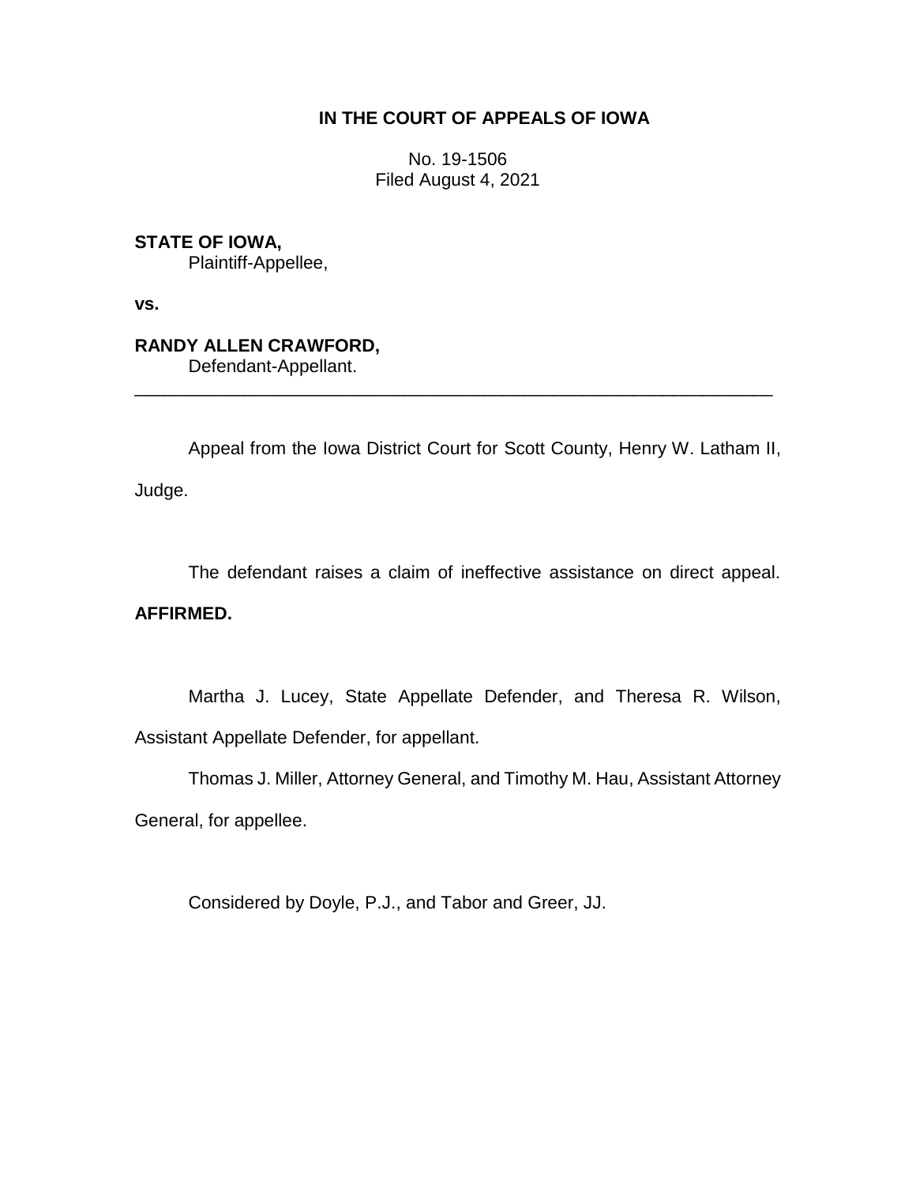**IN THE COURT OF APPEALS OF IOWA**

No. 19-1506
Filed August 4, 2021

**STATE OF IOWA,**
Plaintiff-Appellee,

**vs.**

**RANDY ALLEN CRAWFORD,**
Defendant-Appellant.

---

Appeal from the Iowa District Court for Scott County, Henry W. Latham II, Judge.

The defendant raises a claim of ineffective assistance on direct appeal. **AFFIRMED.**

Martha J. Lucey, State Appellate Defender, and Theresa R. Wilson, Assistant Appellate Defender, for appellant.

Thomas J. Miller, Attorney General, and Timothy M. Hau, Assistant Attorney General, for appellee.

Considered by Doyle, P.J., and Tabor and Greer, JJ.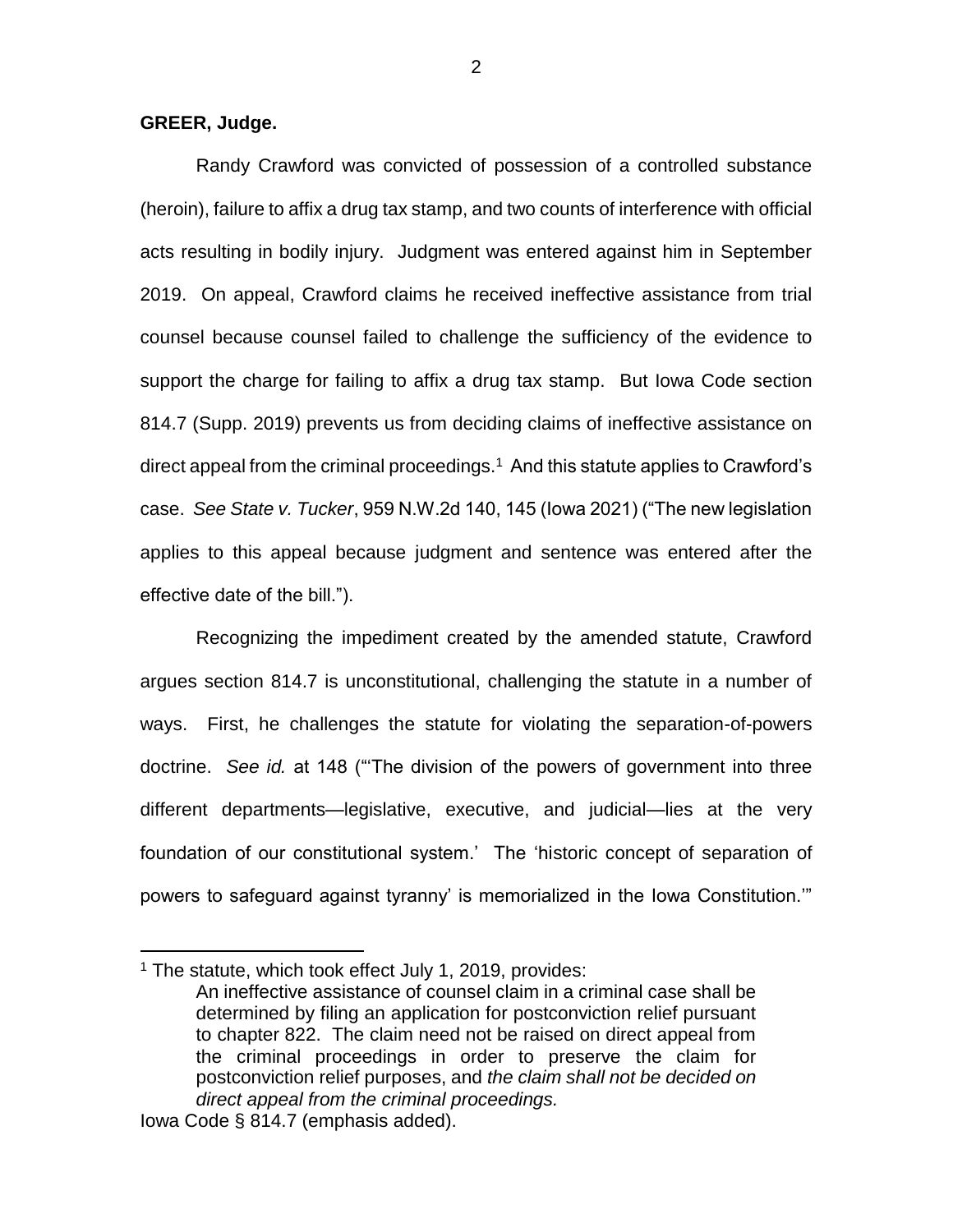**GREER, Judge.**

Randy Crawford was convicted of possession of a controlled substance (heroin), failure to affix a drug tax stamp, and two counts of interference with official acts resulting in bodily injury. Judgment was entered against him in September 2019. On appeal, Crawford claims he received ineffective assistance from trial counsel because counsel failed to challenge the sufficiency of the evidence to support the charge for failing to affix a drug tax stamp. But Iowa Code section 814.7 (Supp. 2019) prevents us from deciding claims of ineffective assistance on direct appeal from the criminal proceedings.[1] And this statute applies to Crawford's case. *See State v. Tucker*, 959 N.W.2d 140, 145 (Iowa 2021) ("The new legislation applies to this appeal because judgment and sentence was entered after the effective date of the bill.").

Recognizing the impediment created by the amended statute, Crawford argues section 814.7 is unconstitutional, challenging the statute in a number of ways. First, he challenges the statute for violating the separation-of-powers doctrine. *See id.* at 148 ("'The division of the powers of government into three different departments—legislative, executive, and judicial—lies at the very foundation of our constitutional system.' The 'historic concept of separation of powers to safeguard against tyranny' is memorialized in the Iowa Constitution.'"

---

[1] The statute, which took effect July 1, 2019, provides:

> An ineffective assistance of counsel claim in a criminal case shall be determined by filing an application for postconviction relief pursuant to chapter 822. The claim need not be raised on direct appeal from the criminal proceedings in order to preserve the claim for postconviction relief purposes, and *the claim shall not be decided on direct appeal from the criminal proceedings.*

Iowa Code § 814.7 (emphasis added).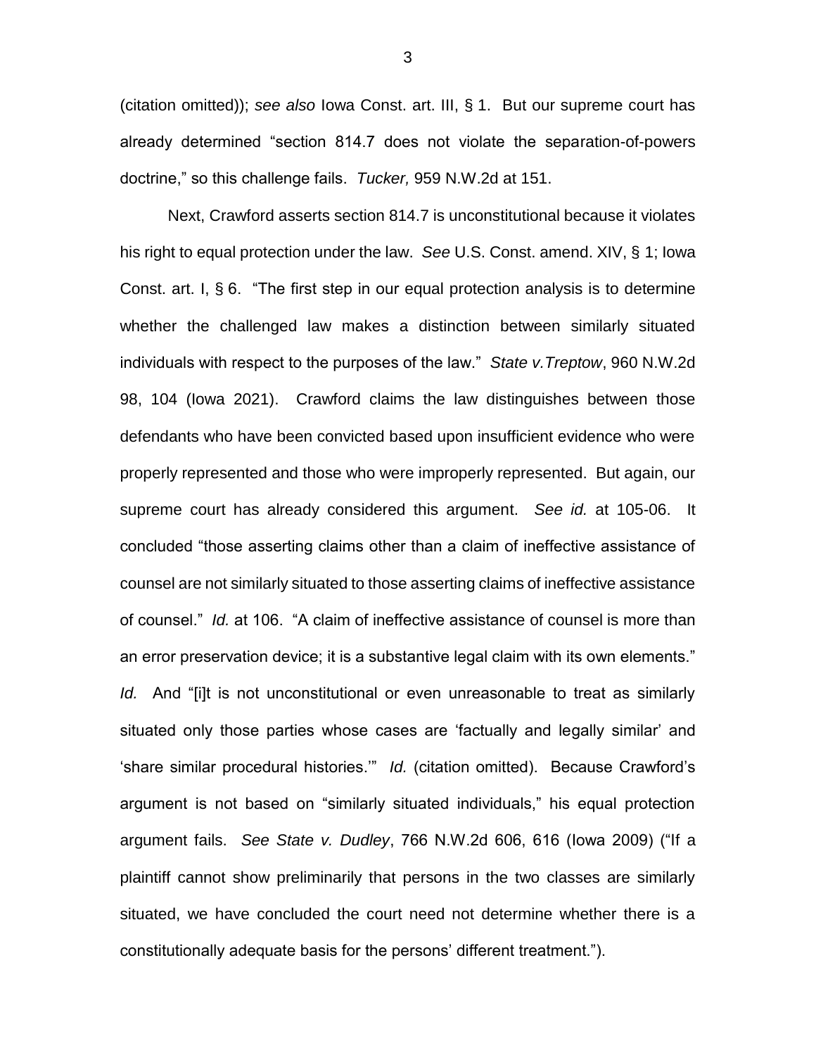(citation omitted)); *see also* Iowa Const. art. III, § 1. But our supreme court has already determined "section 814.7 does not violate the separation-of-powers doctrine," so this challenge fails. *Tucker,* 959 N.W.2d at 151.

Next, Crawford asserts section 814.7 is unconstitutional because it violates his right to equal protection under the law. *See* U.S. Const. amend. XIV, § 1; Iowa Const. art. I, § 6. "The first step in our equal protection analysis is to determine whether the challenged law makes a distinction between similarly situated individuals with respect to the purposes of the law." *State v.Treptow*, 960 N.W.2d 98, 104 (Iowa 2021). Crawford claims the law distinguishes between those defendants who have been convicted based upon insufficient evidence who were properly represented and those who were improperly represented. But again, our supreme court has already considered this argument. *See id.* at 105-06. It concluded "those asserting claims other than a claim of ineffective assistance of counsel are not similarly situated to those asserting claims of ineffective assistance of counsel." *Id. a*t 106. "A claim of ineffective assistance of counsel is more than an error preservation device; it is a substantive legal claim with its own elements." *Id.* And "[i]t is not unconstitutional or even unreasonable to treat as similarly situated only those parties whose cases are 'factually and legally similar' and 'share similar procedural histories.'" *Id.* (citation omitted). Because Crawford's argument is not based on "similarly situated individuals," his equal protection argument fails. *See State v. Dudley*, 766 N.W.2d 606, 616 (Iowa 2009) ("If a plaintiff cannot show preliminarily that persons in the two classes are similarly situated, we have concluded the court need not determine whether there is a constitutionally adequate basis for the persons' different treatment.").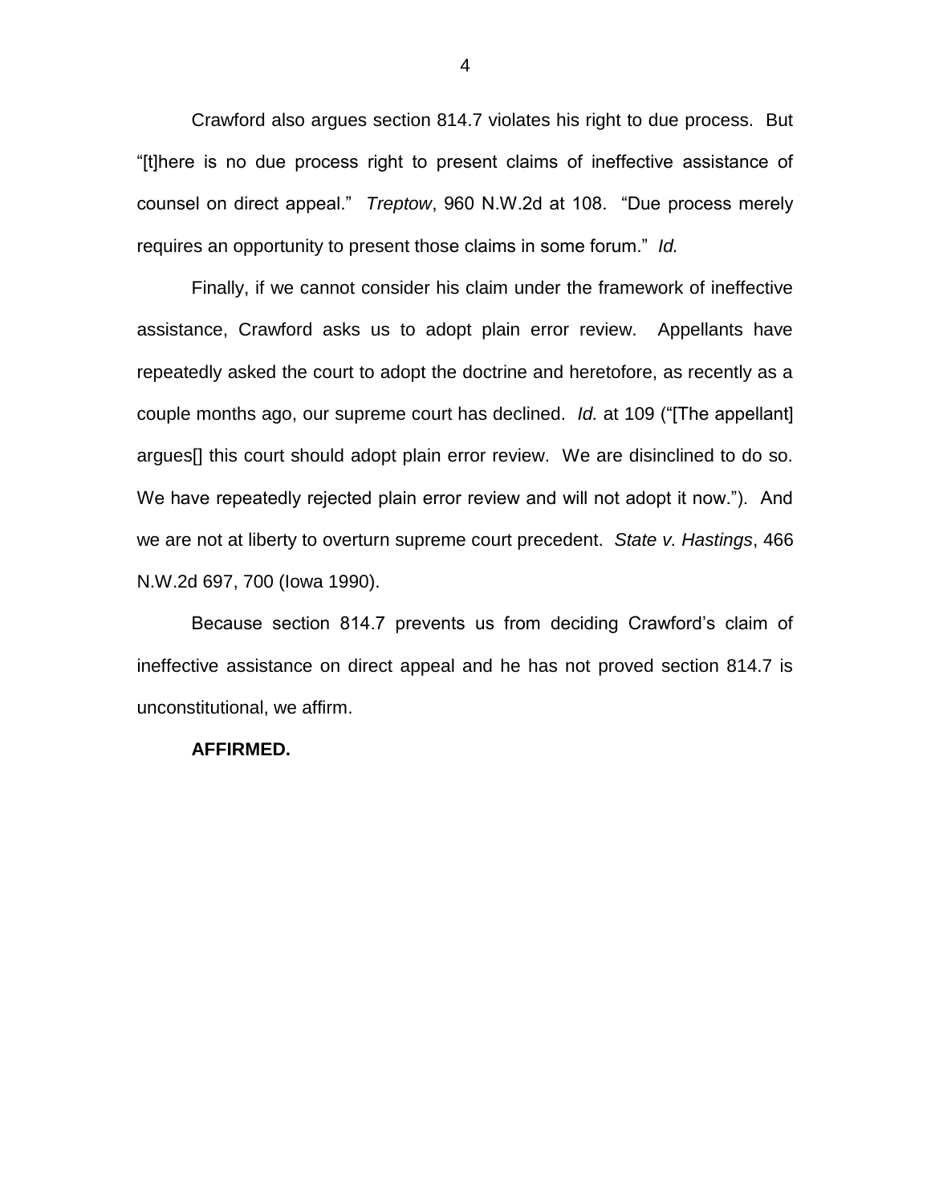Crawford also argues section 814.7 violates his right to due process. But "[t]here is no due process right to present claims of ineffective assistance of counsel on direct appeal." *Treptow*, 960 N.W.2d at 108. "Due process merely requires an opportunity to present those claims in some forum." *Id.*

Finally, if we cannot consider his claim under the framework of ineffective assistance, Crawford asks us to adopt plain error review. Appellants have repeatedly asked the court to adopt the doctrine and heretofore, as recently as a couple months ago, our supreme court has declined. *Id.* at 109 ("[The appellant] argues[] this court should adopt plain error review. We are disinclined to do so. We have repeatedly rejected plain error review and will not adopt it now."). And we are not at liberty to overturn supreme court precedent. *State v. Hastings*, 466 N.W.2d 697, 700 (Iowa 1990).

Because section 814.7 prevents us from deciding Crawford's claim of ineffective assistance on direct appeal and he has not proved section 814.7 is unconstitutional, we affirm.

**AFFIRMED.**